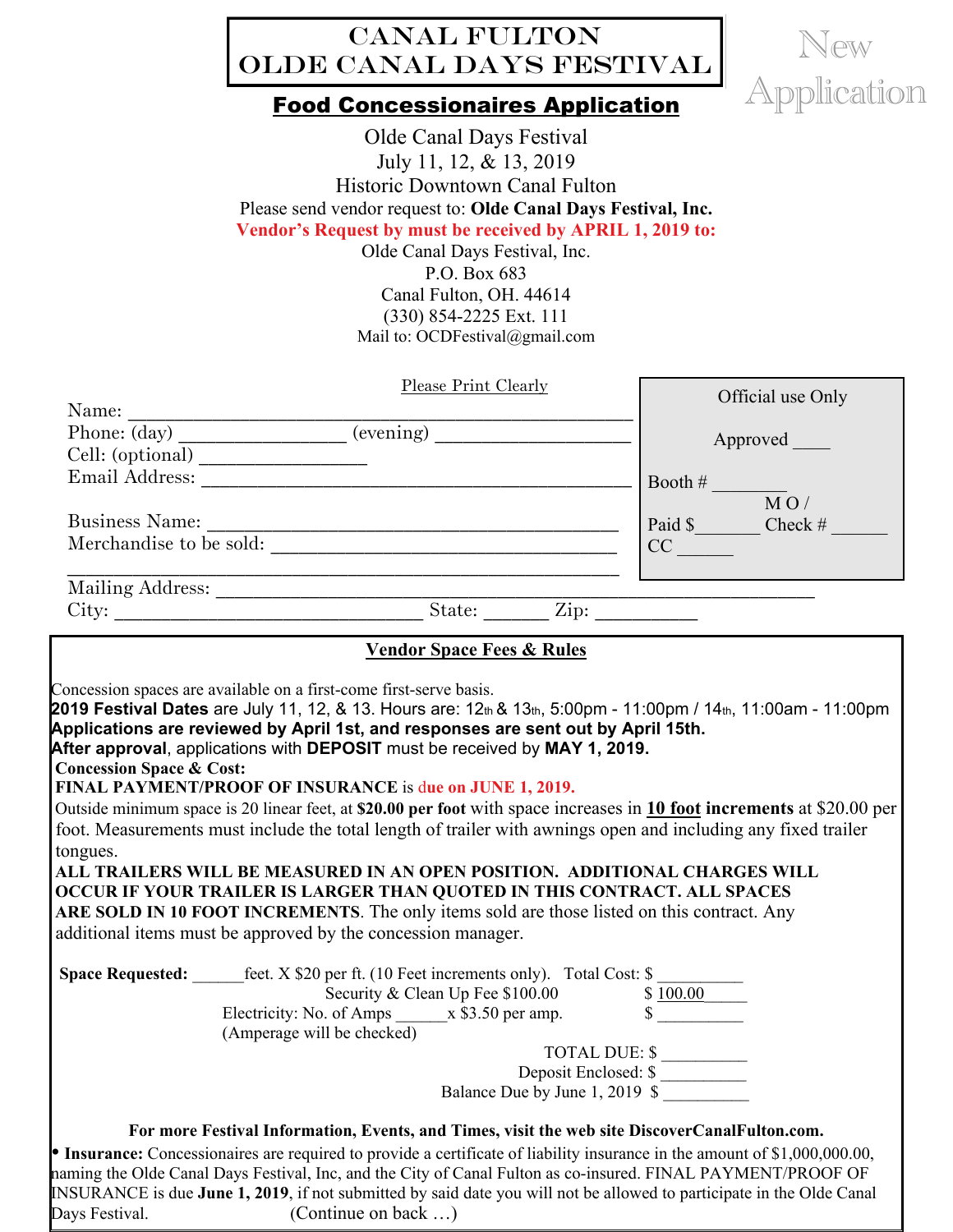# CANAL FULTON OLDE CANAL DAYS FESTIVAL

New Application

## Food Concessionaires Application

Olde Canal Days Festival
July 11, 12, & 13, 2019
Historic Downtown Canal Fulton

Please send vendor request to: **Olde Canal Days Festival, Inc.**

**Vendor's Request by must be received by APRIL 1, 2019 to:**

Olde Canal Days Festival, Inc.
P.O. Box 683
Canal Fulton, OH. 44614
(330) 854-2225 Ext. 111
Mail to: OCDFestival@gmail.com

Please Print Clearly

Name: ______________________________________________
Phone: (day) _______________ (evening) _________________
Cell: (optional) _______________
Email Address: _______________________________________

Business Name: ______________________________________
Merchandise to be sold: _______________________________
_______________________________________________
Mailing Address: ______________________________________________________
City: ___________________________ State: ______ Zip: __________

Official use Only

Approved ____

Booth # ________

Paid $_______ M O / Check # ______

CC ______

### Vendor Space Fees & Rules

Concession spaces are available on a first-come first-serve basis.

**2019 Festival Dates** are July 11, 12, & 13. Hours are: 12th & 13th, 5:00pm - 11:00pm / 14th, 11:00am - 11:00pm

**Applications are reviewed by April 1st, and responses are sent out by April 15th.**

**After approval**, applications with **DEPOSIT** must be received by **MAY 1, 2019.**

**Concession Space & Cost:**

**FINAL PAYMENT/PROOF OF INSURANCE** is **due on JUNE 1, 2019.**

Outside minimum space is 20 linear feet, at **$20.00 per foot** with space increases in **10 foot increments** at $20.00 per foot. Measurements must include the total length of trailer with awnings open and including any fixed trailer tongues.

**ALL TRAILERS WILL BE MEASURED IN AN OPEN POSITION. ADDITIONAL CHARGES WILL OCCUR IF YOUR TRAILER IS LARGER THAN QUOTED IN THIS CONTRACT. ALL SPACES ARE SOLD IN 10 FOOT INCREMENTS**. The only items sold are those listed on this contract. Any additional items must be approved by the concession manager.

**Space Requested:** ______feet. X $20 per ft. (10 Feet increments only). Total Cost: $ _________
Security & Clean Up Fee $100.00 $ 100.00
Electricity: No. of Amps ______x $3.50 per amp. $ __________
(Amperage will be checked)

TOTAL DUE: $ __________
Deposit Enclosed: $ __________
Balance Due by June 1, 2019 $ __________

**For more Festival Information, Events, and Times, visit the web site DiscoverCanalFulton.com.**

- **Insurance:** Concessionaires are required to provide a certificate of liability insurance in the amount of $1,000,000.00, naming the Olde Canal Days Festival, Inc, and the City of Canal Fulton as co-insured. FINAL PAYMENT/PROOF OF INSURANCE is due **June 1, 2019**, if not submitted by said date you will not be allowed to participate in the Olde Canal Days Festival. (Continue on back …)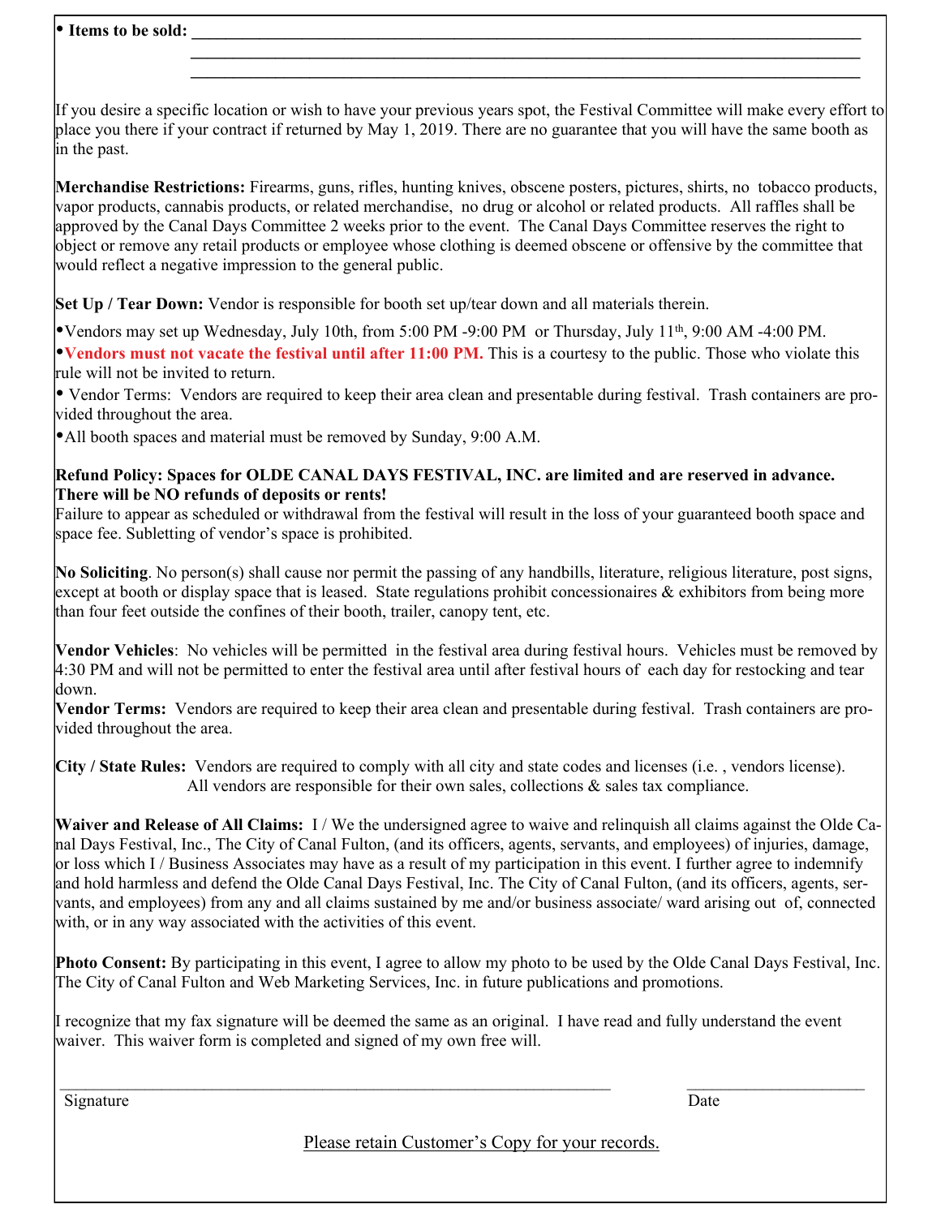• **Items to be sold:** ______________________________________________

______________________________________________

______________________________________________

If you desire a specific location or wish to have your previous years spot, the Festival Committee will make every effort to place you there if your contract if returned by May 1, 2019. There are no guarantee that you will have the same booth as in the past.

**Merchandise Restrictions:** Firearms, guns, rifles, hunting knives, obscene posters, pictures, shirts, no tobacco products, vapor products, cannabis products, or related merchandise, no drug or alcohol or related products. All raffles shall be approved by the Canal Days Committee 2 weeks prior to the event. The Canal Days Committee reserves the right to object or remove any retail products or employee whose clothing is deemed obscene or offensive by the committee that would reflect a negative impression to the general public.

**Set Up / Tear Down:** Vendor is responsible for booth set up/tear down and all materials therein.

- Vendors may set up Wednesday, July 10th, from 5:00 PM -9:00 PM or Thursday, July 11th, 9:00 AM -4:00 PM.
- **Vendors must not vacate the festival until after 11:00 PM.** This is a courtesy to the public. Those who violate this rule will not be invited to return.
- Vendor Terms: Vendors are required to keep their area clean and presentable during festival. Trash containers are provided throughout the area.
- All booth spaces and material must be removed by Sunday, 9:00 A.M.

**Refund Policy: Spaces for OLDE CANAL DAYS FESTIVAL, INC. are limited and are reserved in advance. There will be NO refunds of deposits or rents!**
Failure to appear as scheduled or withdrawal from the festival will result in the loss of your guaranteed booth space and space fee. Subletting of vendor's space is prohibited.

**No Soliciting**. No person(s) shall cause nor permit the passing of any handbills, literature, religious literature, post signs, except at booth or display space that is leased. State regulations prohibit concessionaires & exhibitors from being more than four feet outside the confines of their booth, trailer, canopy tent, etc.

**Vendor Vehicles**: No vehicles will be permitted in the festival area during festival hours. Vehicles must be removed by 4:30 PM and will not be permitted to enter the festival area until after festival hours of each day for restocking and tear down.
**Vendor Terms:** Vendors are required to keep their area clean and presentable during festival. Trash containers are provided throughout the area.

**City / State Rules:** Vendors are required to comply with all city and state codes and licenses (i.e. , vendors license). All vendors are responsible for their own sales, collections & sales tax compliance.

**Waiver and Release of All Claims:** I / We the undersigned agree to waive and relinquish all claims against the Olde Canal Days Festival, Inc., The City of Canal Fulton, (and its officers, agents, servants, and employees) of injuries, damage, or loss which I / Business Associates may have as a result of my participation in this event. I further agree to indemnify and hold harmless and defend the Olde Canal Days Festival, Inc. The City of Canal Fulton, (and its officers, agents, servants, and employees) from any and all claims sustained by me and/or business associate/ ward arising out of, connected with, or in any way associated with the activities of this event.

**Photo Consent:** By participating in this event, I agree to allow my photo to be used by the Olde Canal Days Festival, Inc. The City of Canal Fulton and Web Marketing Services, Inc. in future publications and promotions.

I recognize that my fax signature will be deemed the same as an original. I have read and fully understand the event waiver. This waiver form is completed and signed of my own free will.

______________________________________________ ______________________

Signature Date

Please retain Customer's Copy for your records.